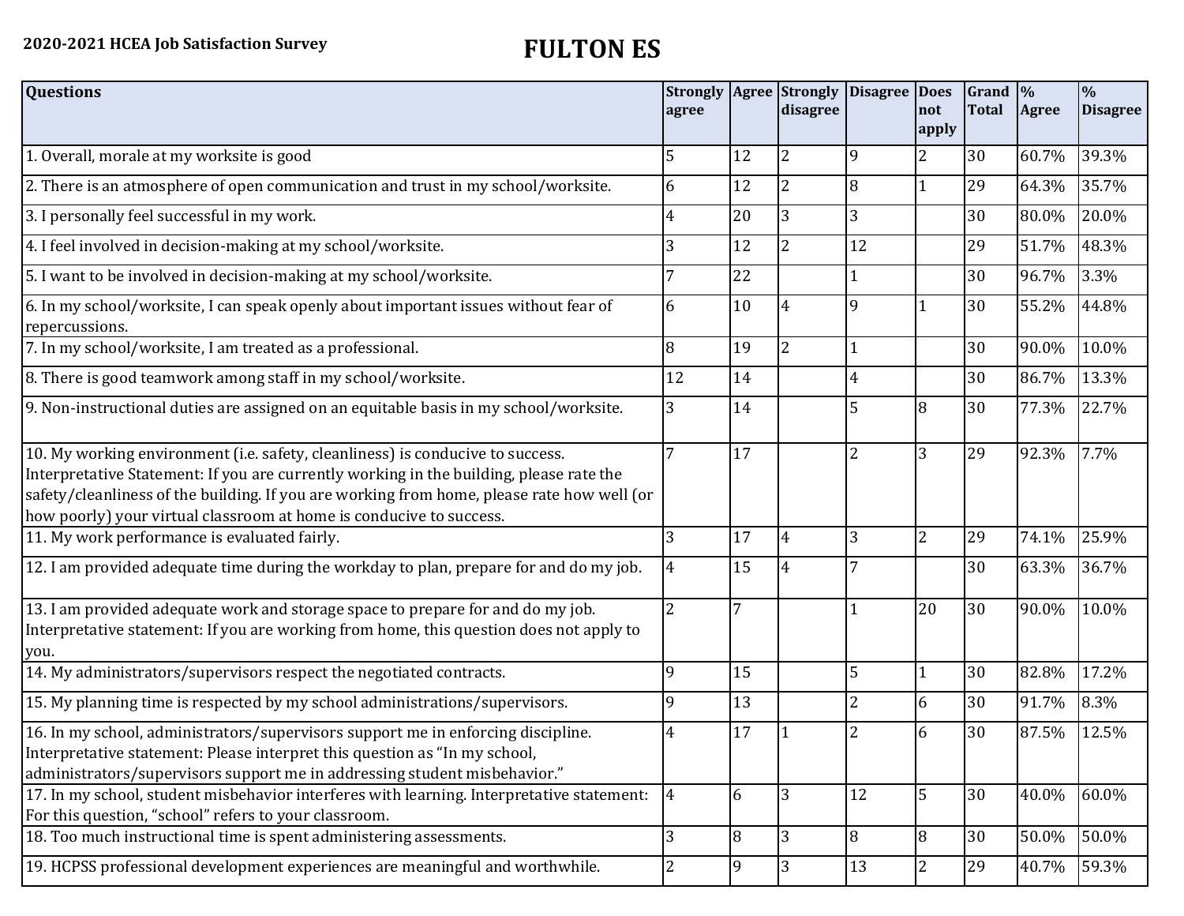**2020-2021 HCEA Job Satisfaction Survey**

# FULTON ES

| Questions | Strongly agree | Agree | Strongly disagree | Disagree | Does not apply | Grand Total | % Agree | % Disagree |
|---|---|---|---|---|---|---|---|---|
| 1. Overall, morale at my worksite is good | 5 | 12 | 2 | 9 | 2 | 30 | 60.7% | 39.3% |
| 2. There is an atmosphere of open communication and trust in my school/worksite. | 6 | 12 | 2 | 8 | 1 | 29 | 64.3% | 35.7% |
| 3. I personally feel successful in my work. | 4 | 20 | 3 | 3 | | 30 | 80.0% | 20.0% |
| 4. I feel involved in decision-making at my school/worksite. | 3 | 12 | 2 | 12 | | 29 | 51.7% | 48.3% |
| 5. I want to be involved in decision-making at my school/worksite. | 7 | 22 | | 1 | | 30 | 96.7% | 3.3% |
| 6. In my school/worksite, I can speak openly about important issues without fear of repercussions. | 6 | 10 | 4 | 9 | 1 | 30 | 55.2% | 44.8% |
| 7. In my school/worksite, I am treated as a professional. | 8 | 19 | 2 | 1 | | 30 | 90.0% | 10.0% |
| 8. There is good teamwork among staff in my school/worksite. | 12 | 14 | | 4 | | 30 | 86.7% | 13.3% |
| 9. Non-instructional duties are assigned on an equitable basis in my school/worksite. | 3 | 14 | | 5 | 8 | 30 | 77.3% | 22.7% |
| 10. My working environment (i.e. safety, cleanliness) is conducive to success. Interpretative Statement: If you are currently working in the building, please rate the safety/cleanliness of the building. If you are working from home, please rate how well (or how poorly) your virtual classroom at home is conducive to success. | 7 | 17 | | 2 | 3 | 29 | 92.3% | 7.7% |
| 11. My work performance is evaluated fairly. | 3 | 17 | 4 | 3 | 2 | 29 | 74.1% | 25.9% |
| 12. I am provided adequate time during the workday to plan, prepare for and do my job. | 4 | 15 | 4 | 7 | | 30 | 63.3% | 36.7% |
| 13. I am provided adequate work and storage space to prepare for and do my job. Interpretative statement: If you are working from home, this question does not apply to you. | 2 | 7 | | 1 | 20 | 30 | 90.0% | 10.0% |
| 14. My administrators/supervisors respect the negotiated contracts. | 9 | 15 | | 5 | 1 | 30 | 82.8% | 17.2% |
| 15. My planning time is respected by my school administrations/supervisors. | 9 | 13 | | 2 | 6 | 30 | 91.7% | 8.3% |
| 16. In my school, administrators/supervisors support me in enforcing discipline. Interpretative statement: Please interpret this question as "In my school, administrators/supervisors support me in addressing student misbehavior." | 4 | 17 | 1 | 2 | 6 | 30 | 87.5% | 12.5% |
| 17. In my school, student misbehavior interferes with learning. Interpretative statement: For this question, "school" refers to your classroom. | 4 | 6 | 3 | 12 | 5 | 30 | 40.0% | 60.0% |
| 18. Too much instructional time is spent administering assessments. | 3 | 8 | 3 | 8 | 8 | 30 | 50.0% | 50.0% |
| 19. HCPSS professional development experiences are meaningful and worthwhile. | 2 | 9 | 3 | 13 | 2 | 29 | 40.7% | 59.3% |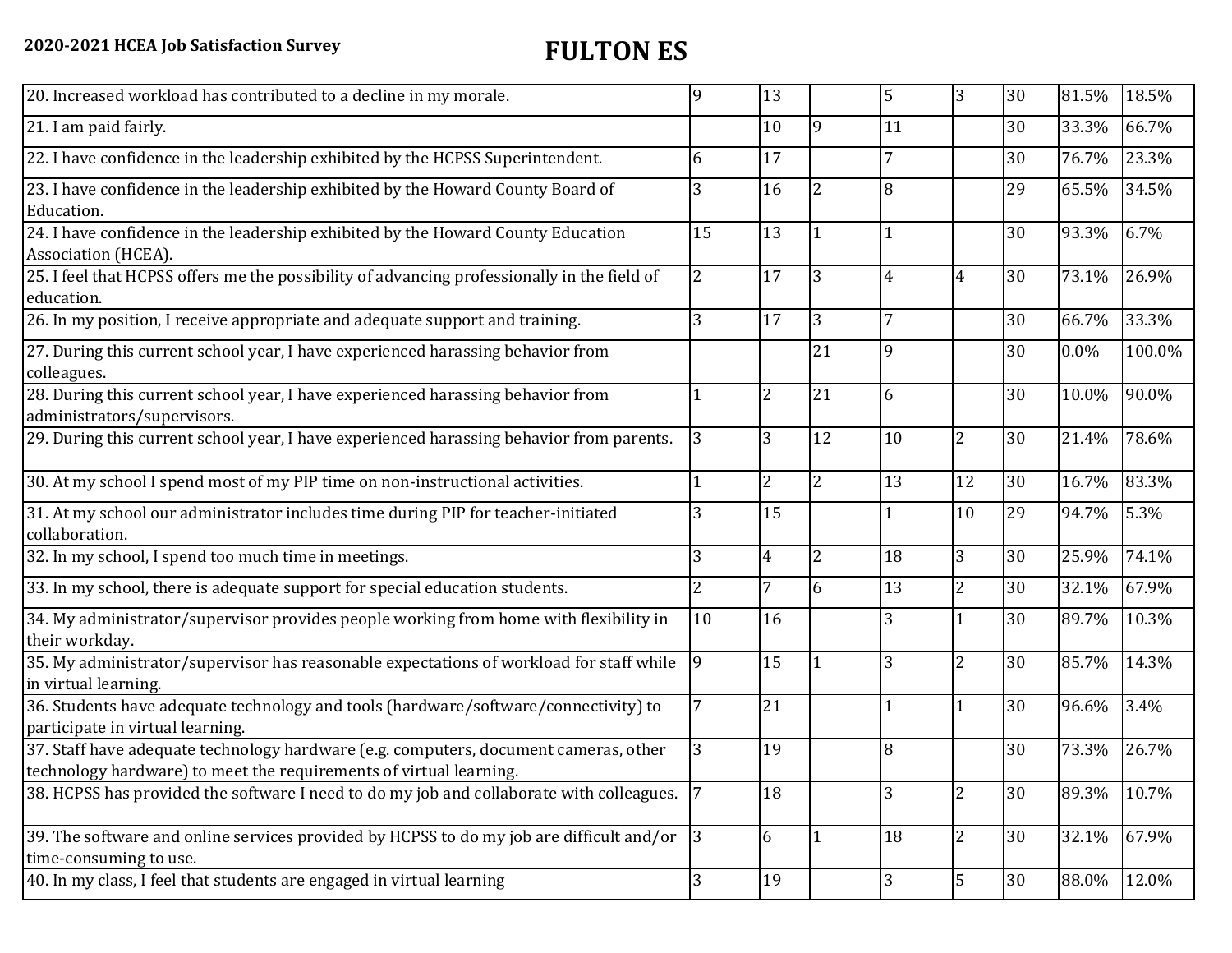2020-2021 HCEA Job Satisfaction Survey

# FULTON ES

| | | | | | | | | |
|---|---|---|---|---|---|---|---|---|
| 20. Increased workload has contributed to a decline in my morale. | 9 | 13 | | 5 | 3 | 30 | 81.5% | 18.5% |
| 21. I am paid fairly. | | 10 | 9 | 11 | | 30 | 33.3% | 66.7% |
| 22. I have confidence in the leadership exhibited by the HCPSS Superintendent. | 6 | 17 | | 7 | | 30 | 76.7% | 23.3% |
| 23. I have confidence in the leadership exhibited by the Howard County Board of Education. | 3 | 16 | 2 | 8 | | 29 | 65.5% | 34.5% |
| 24. I have confidence in the leadership exhibited by the Howard County Education Association (HCEA). | 15 | 13 | 1 | 1 | | 30 | 93.3% | 6.7% |
| 25. I feel that HCPSS offers me the possibility of advancing professionally in the field of education. | 2 | 17 | 3 | 4 | 4 | 30 | 73.1% | 26.9% |
| 26. In my position, I receive appropriate and adequate support and training. | 3 | 17 | 3 | 7 | | 30 | 66.7% | 33.3% |
| 27. During this current school year, I have experienced harassing behavior from colleagues. | | | 21 | 9 | | 30 | 0.0% | 100.0% |
| 28. During this current school year, I have experienced harassing behavior from administrators/supervisors. | 1 | 2 | 21 | 6 | | 30 | 10.0% | 90.0% |
| 29. During this current school year, I have experienced harassing behavior from parents. | 3 | 3 | 12 | 10 | 2 | 30 | 21.4% | 78.6% |
| 30. At my school I spend most of my PIP time on non-instructional activities. | 1 | 2 | 2 | 13 | 12 | 30 | 16.7% | 83.3% |
| 31. At my school our administrator includes time during PIP for teacher-initiated collaboration. | 3 | 15 | | 1 | 10 | 29 | 94.7% | 5.3% |
| 32. In my school, I spend too much time in meetings. | 3 | 4 | 2 | 18 | 3 | 30 | 25.9% | 74.1% |
| 33. In my school, there is adequate support for special education students. | 2 | 7 | 6 | 13 | 2 | 30 | 32.1% | 67.9% |
| 34. My administrator/supervisor provides people working from home with flexibility in their workday. | 10 | 16 | | 3 | 1 | 30 | 89.7% | 10.3% |
| 35. My administrator/supervisor has reasonable expectations of workload for staff while in virtual learning. | 9 | 15 | 1 | 3 | 2 | 30 | 85.7% | 14.3% |
| 36. Students have adequate technology and tools (hardware/software/connectivity) to participate in virtual learning. | 7 | 21 | | 1 | 1 | 30 | 96.6% | 3.4% |
| 37. Staff have adequate technology hardware (e.g. computers, document cameras, other technology hardware) to meet the requirements of virtual learning. | 3 | 19 | | 8 | | 30 | 73.3% | 26.7% |
| 38. HCPSS has provided the software I need to do my job and collaborate with colleagues. | 7 | 18 | | 3 | 2 | 30 | 89.3% | 10.7% |
| 39. The software and online services provided by HCPSS to do my job are difficult and/or time-consuming to use. | 3 | 6 | 1 | 18 | 2 | 30 | 32.1% | 67.9% |
| 40. In my class, I feel that students are engaged in virtual learning | 3 | 19 | | 3 | 5 | 30 | 88.0% | 12.0% |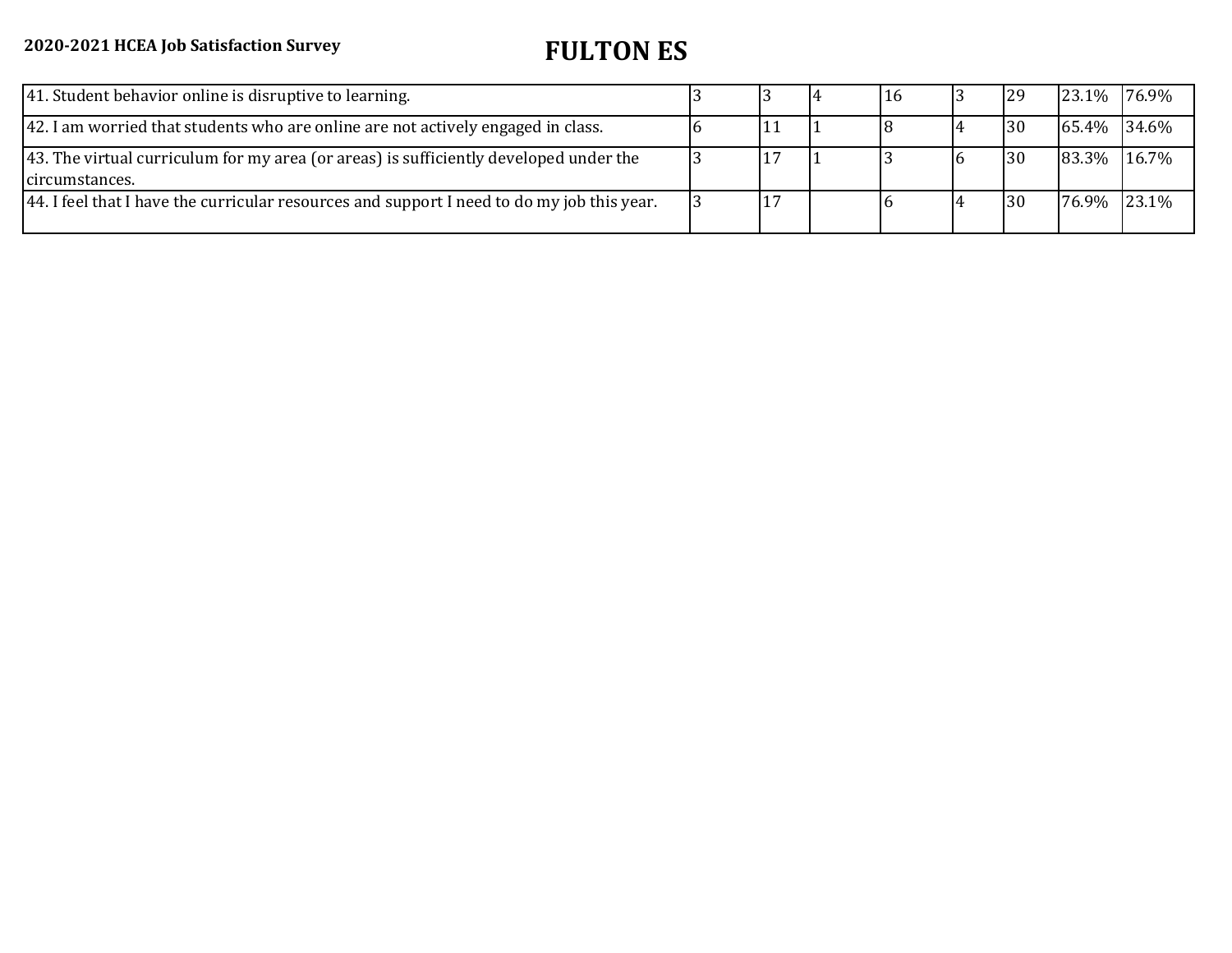2020-2021 HCEA Job Satisfaction Survey

# FULTON ES

| | | | | | | | | |
|---|---|---|---|---|---|---|---|---|
| 41. Student behavior online is disruptive to learning. | 3 | 3 | 4 | 16 | 3 | 29 | 23.1% | 76.9% |
| 42. I am worried that students who are online are not actively engaged in class. | 6 | 11 | 1 | 8 | 4 | 30 | 65.4% | 34.6% |
| 43. The virtual curriculum for my area (or areas) is sufficiently developed under the circumstances. | 3 | 17 | 1 | 3 | 6 | 30 | 83.3% | 16.7% |
| 44. I feel that I have the curricular resources and support I need to do my job this year. | 3 | 17 | | 6 | 4 | 30 | 76.9% | 23.1% |